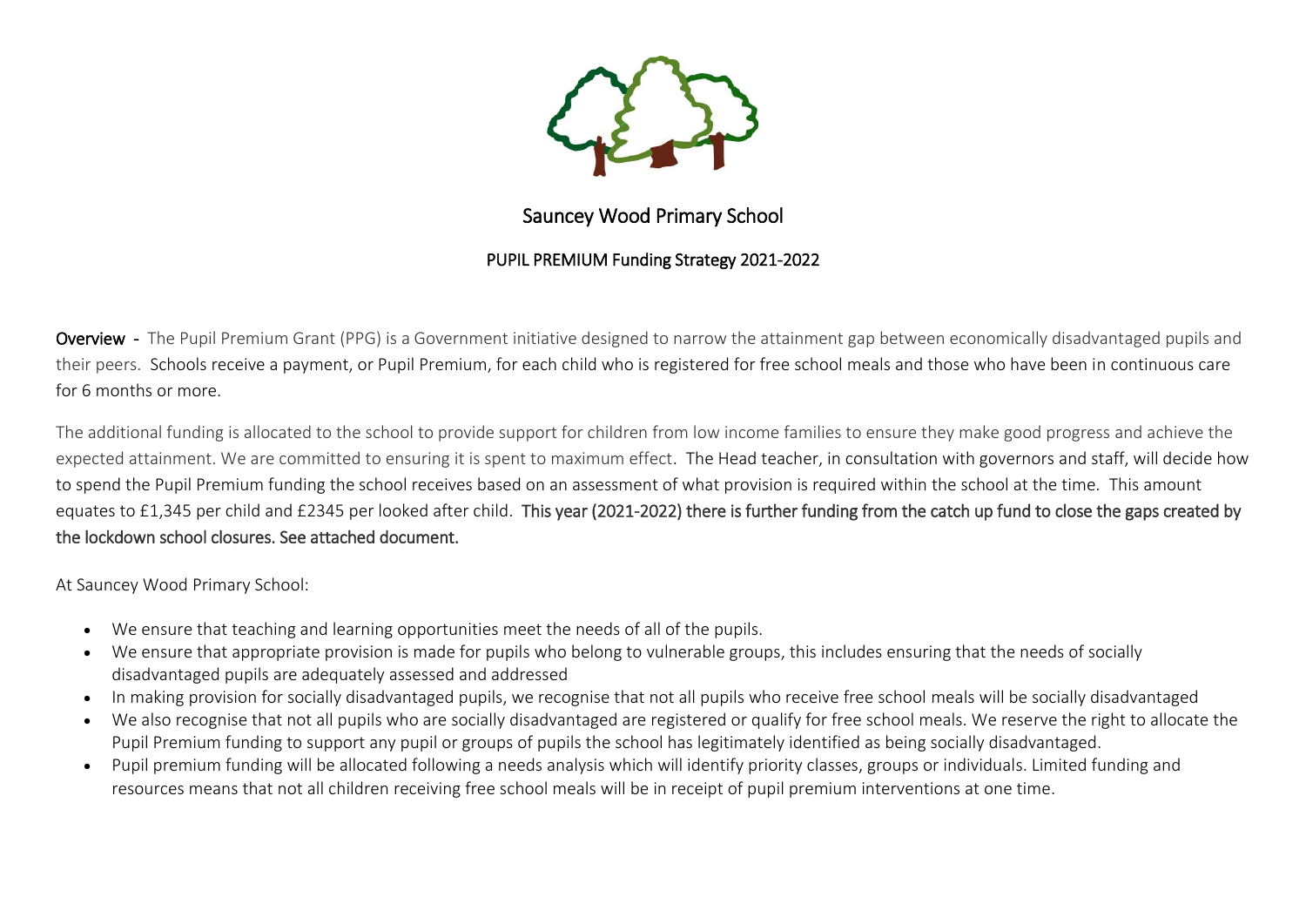# Sauncey Wood Primary School

## PUPIL PREMIUM Funding Strategy 2021-2022

**Overview** - The Pupil Premium Grant (PPG) is a Government initiative designed to narrow the attainment gap between economically disadvantaged pupils and their peers. Schools receive a payment, or Pupil Premium, for each child who is registered for free school meals and those who have been in continuous care for 6 months or more.

The additional funding is allocated to the school to provide support for children from low income families to ensure they make good progress and achieve the expected attainment. We are committed to ensuring it is spent to maximum effect. The Head teacher, in consultation with governors and staff, will decide how to spend the Pupil Premium funding the school receives based on an assessment of what provision is required within the school at the time. This amount equates to £1,345 per child and £2345 per looked after child. This year (2021-2022) there is further funding from the catch up fund to close the gaps created by the lockdown school closures. See attached document.

At Sauncey Wood Primary School:

- We ensure that teaching and learning opportunities meet the needs of all of the pupils.
- We ensure that appropriate provision is made for pupils who belong to vulnerable groups, this includes ensuring that the needs of socially disadvantaged pupils are adequately assessed and addressed
- In making provision for socially disadvantaged pupils, we recognise that not all pupils who receive free school meals will be socially disadvantaged
- We also recognise that not all pupils who are socially disadvantaged are registered or qualify for free school meals. We reserve the right to allocate the Pupil Premium funding to support any pupil or groups of pupils the school has legitimately identified as being socially disadvantaged.
- Pupil premium funding will be allocated following a needs analysis which will identify priority classes, groups or individuals. Limited funding and resources means that not all children receiving free school meals will be in receipt of pupil premium interventions at one time.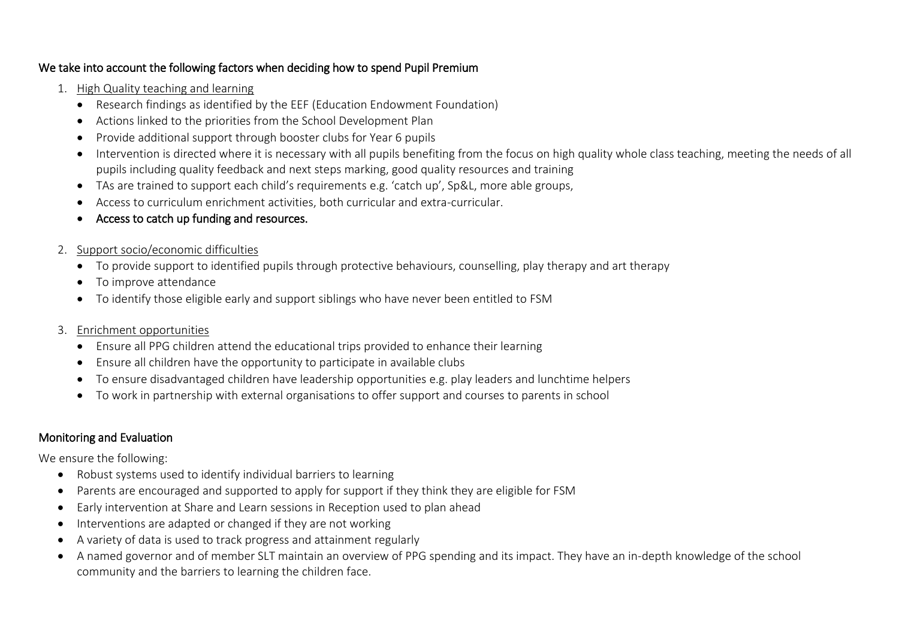We take into account the following factors when deciding how to spend Pupil Premium

1. High Quality teaching and learning
   - Research findings as identified by the EEF (Education Endowment Foundation)
   - Actions linked to the priorities from the School Development Plan
   - Provide additional support through booster clubs for Year 6 pupils
   - Intervention is directed where it is necessary with all pupils benefiting from the focus on high quality whole class teaching, meeting the needs of all pupils including quality feedback and next steps marking, good quality resources and training
   - TAs are trained to support each child's requirements e.g. 'catch up', Sp&L, more able groups,
   - Access to curriculum enrichment activities, both curricular and extra-curricular.
   - **Access to catch up funding and resources.**

2. Support socio/economic difficulties
   - To provide support to identified pupils through protective behaviours, counselling, play therapy and art therapy
   - To improve attendance
   - To identify those eligible early and support siblings who have never been entitled to FSM

3. Enrichment opportunities
   - Ensure all PPG children attend the educational trips provided to enhance their learning
   - Ensure all children have the opportunity to participate in available clubs
   - To ensure disadvantaged children have leadership opportunities e.g. play leaders and lunchtime helpers
   - To work in partnership with external organisations to offer support and courses to parents in school

## Monitoring and Evaluation

We ensure the following:

- Robust systems used to identify individual barriers to learning
- Parents are encouraged and supported to apply for support if they think they are eligible for FSM
- Early intervention at Share and Learn sessions in Reception used to plan ahead
- Interventions are adapted or changed if they are not working
- A variety of data is used to track progress and attainment regularly
- A named governor and of member SLT maintain an overview of PPG spending and its impact. They have an in-depth knowledge of the school community and the barriers to learning the children face.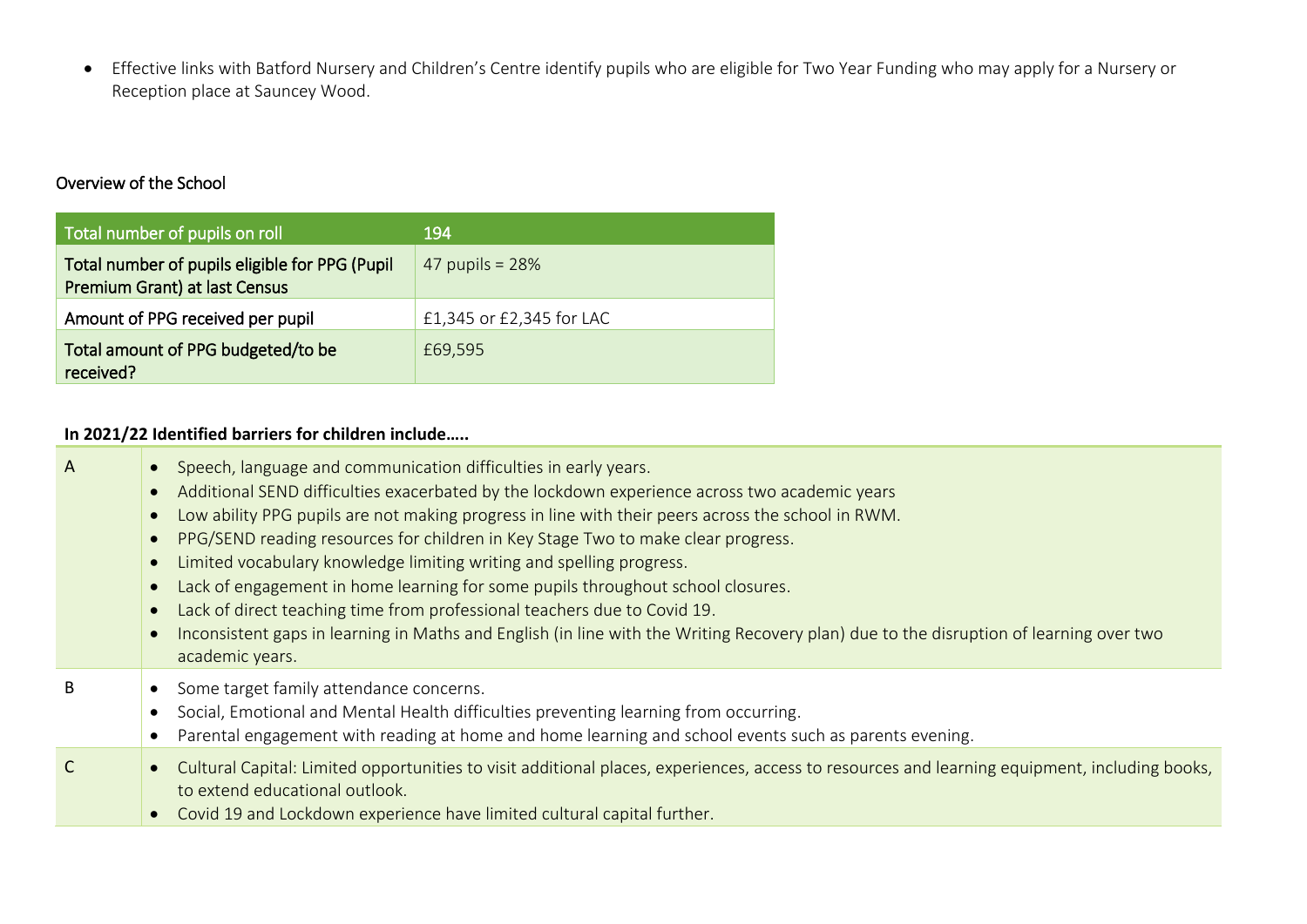- Effective links with Batford Nursery and Children's Centre identify pupils who are eligible for Two Year Funding who may apply for a Nursery or Reception place at Sauncey Wood.

## Overview of the School

| Total number of pupils on roll | 194 |
|---|---|
| Total number of pupils eligible for PPG (Pupil Premium Grant) at last Census | 47 pupils = 28% |
| Amount of PPG received per pupil | £1,345 or £2,345 for LAC |
| Total amount of PPG budgeted/to be received? | £69,595 |

### In 2021/22 Identified barriers for children include…..

| | |
|---|---|
| A | • Speech, language and communication difficulties in early years.<br>• Additional SEND difficulties exacerbated by the lockdown experience across two academic years<br>• Low ability PPG pupils are not making progress in line with their peers across the school in RWM.<br>• PPG/SEND reading resources for children in Key Stage Two to make clear progress.<br>• Limited vocabulary knowledge limiting writing and spelling progress.<br>• Lack of engagement in home learning for some pupils throughout school closures.<br>• Lack of direct teaching time from professional teachers due to Covid 19.<br>• Inconsistent gaps in learning in Maths and English (in line with the Writing Recovery plan) due to the disruption of learning over two academic years. |
| B | • Some target family attendance concerns.<br>• Social, Emotional and Mental Health difficulties preventing learning from occurring.<br>• Parental engagement with reading at home and home learning and school events such as parents evening. |
| C | • Cultural Capital: Limited opportunities to visit additional places, experiences, access to resources and learning equipment, including books, to extend educational outlook.<br>• Covid 19 and Lockdown experience have limited cultural capital further. |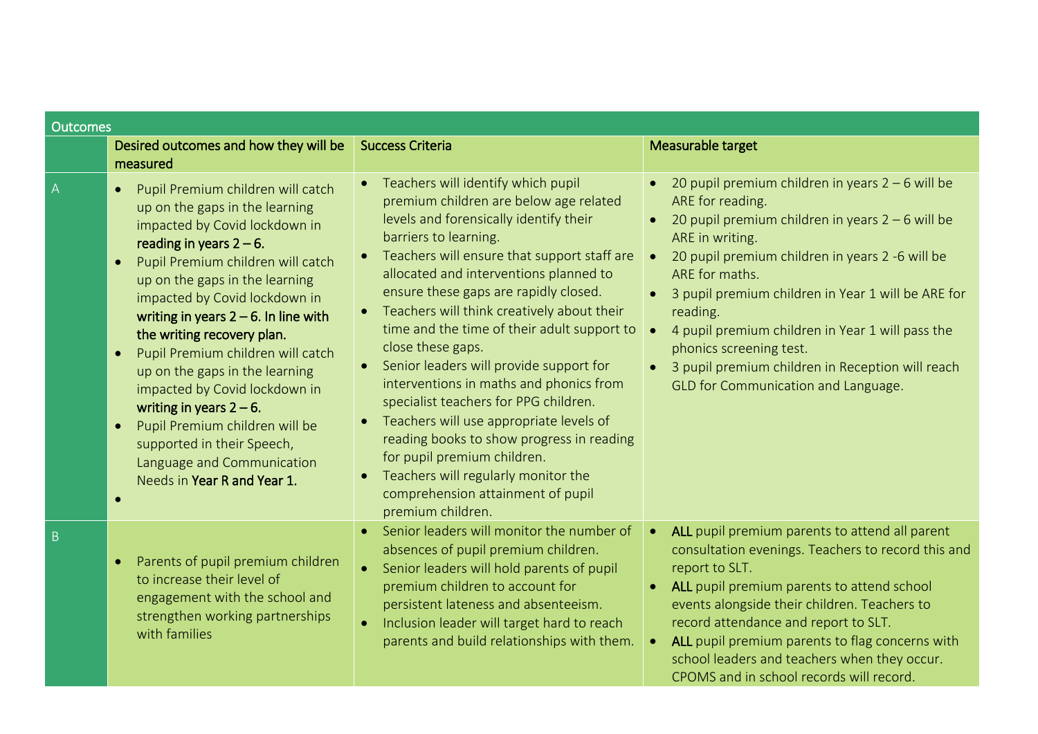| Outcomes | | | |
|---|---|---|---|
| | Desired outcomes and how they will be measured | Success Criteria | Measurable target |
| A | • Pupil Premium children will catch up on the gaps in the learning impacted by Covid lockdown in **reading in years 2 – 6.**<br>• Pupil Premium children will catch up on the gaps in the learning impacted by Covid lockdown in **writing in years 2 – 6. In line with the writing recovery plan.**<br>• Pupil Premium children will catch up on the gaps in the learning impacted by Covid lockdown in **writing in years 2 – 6.**<br>• Pupil Premium children will be supported in their Speech, Language and Communication Needs in **Year R and Year 1.**<br>• | • Teachers will identify which pupil premium children are below age related levels and forensically identify their barriers to learning.<br>• Teachers will ensure that support staff are allocated and interventions planned to ensure these gaps are rapidly closed.<br>• Teachers will think creatively about their time and the time of their adult support to close these gaps.<br>• Senior leaders will provide support for interventions in maths and phonics from specialist teachers for PPG children.<br>• Teachers will use appropriate levels of reading books to show progress in reading for pupil premium children.<br>• Teachers will regularly monitor the comprehension attainment of pupil premium children. | • 20 pupil premium children in years 2 – 6 will be ARE for reading.<br>• 20 pupil premium children in years 2 – 6 will be ARE in writing.<br>• 20 pupil premium children in years 2 -6 will be ARE for maths.<br>• 3 pupil premium children in Year 1 will be ARE for reading.<br>• 4 pupil premium children in Year 1 will pass the phonics screening test.<br>• 3 pupil premium children in Reception will reach GLD for Communication and Language. |
| B | • Parents of pupil premium children to increase their level of engagement with the school and strengthen working partnerships with families | • Senior leaders will monitor the number of absences of pupil premium children.<br>• Senior leaders will hold parents of pupil premium children to account for persistent lateness and absenteeism.<br>• Inclusion leader will target hard to reach parents and build relationships with them. | • **ALL** pupil premium parents to attend all parent consultation evenings. Teachers to record this and report to SLT.<br>• **ALL** pupil premium parents to attend school events alongside their children. Teachers to record attendance and report to SLT.<br>• **ALL** pupil premium parents to flag concerns with school leaders and teachers when they occur. CPOMS and in school records will record. |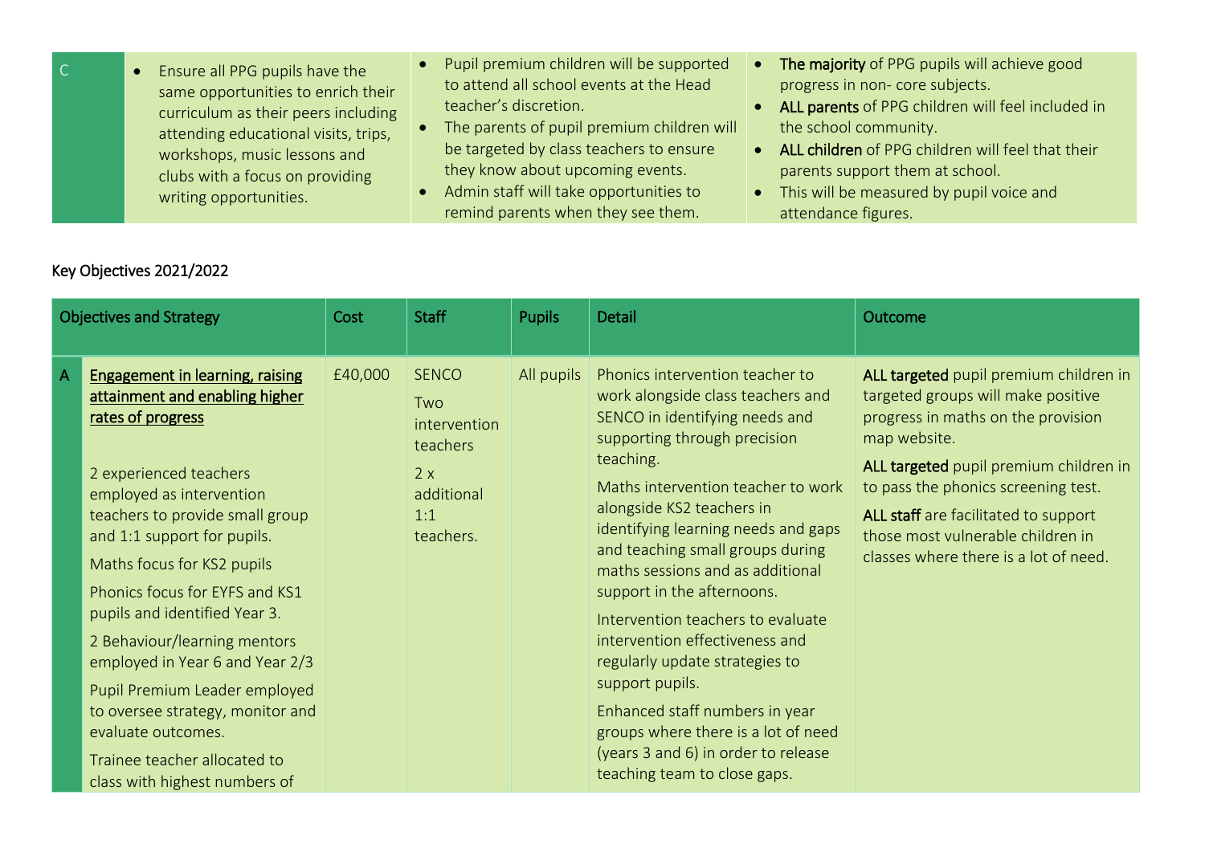| C | • Ensure all PPG pupils have the same opportunities to enrich their curriculum as their peers including attending educational visits, trips, workshops, music lessons and clubs with a focus on providing writing opportunities. | • Pupil premium children will be supported to attend all school events at the Head teacher's discretion.<br>• The parents of pupil premium children will be targeted by class teachers to ensure they know about upcoming events.<br>• Admin staff will take opportunities to remind parents when they see them. | • **The majority** of PPG pupils will achieve good progress in non- core subjects.<br>• **ALL parents** of PPG children will feel included in the school community.<br>• **ALL children** of PPG children will feel that their parents support them at school.<br>• This will be measured by pupil voice and attendance figures. |
|---|---|---|---|

Key Objectives 2021/2022

| | Objectives and Strategy | Cost | Staff | Pupils | Detail | Outcome |
|---|---|---|---|---|---|---|
| A | <u>Engagement in learning, raising attainment and enabling higher rates of progress</u><br><br>2 experienced teachers employed as intervention teachers to provide small group and 1:1 support for pupils.<br>Maths focus for KS2 pupils<br>Phonics focus for EYFS and KS1 pupils and identified Year 3.<br>2 Behaviour/learning mentors employed in Year 6 and Year 2/3<br>Pupil Premium Leader employed to oversee strategy, monitor and evaluate outcomes.<br>Trainee teacher allocated to class with highest numbers of | £40,000 | SENCO<br>Two intervention teachers<br>2 x additional 1:1 teachers. | All pupils | Phonics intervention teacher to work alongside class teachers and SENCO in identifying needs and supporting through precision teaching.<br>Maths intervention teacher to work alongside KS2 teachers in identifying learning needs and gaps and teaching small groups during maths sessions and as additional support in the afternoons.<br>Intervention teachers to evaluate intervention effectiveness and regularly update strategies to support pupils.<br>Enhanced staff numbers in year groups where there is a lot of need (years 3 and 6) in order to release teaching team to close gaps. | **ALL targeted** pupil premium children in targeted groups will make positive progress in maths on the provision map website.<br>**ALL targeted** pupil premium children in to pass the phonics screening test.<br>**ALL staff** are facilitated to support those most vulnerable children in classes where there is a lot of need. |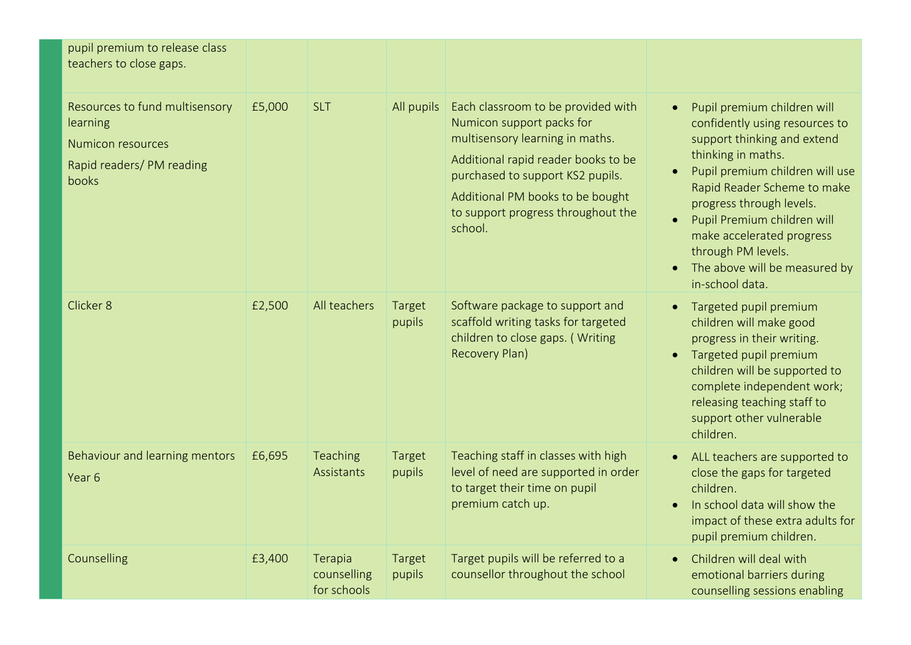| | | | | | |
|---|---|---|---|---|---|
| pupil premium to release class teachers to close gaps. | | | | | |
| Resources to fund multisensory learning<br>Numicon resources<br>Rapid readers/ PM reading books | £5,000 | SLT | All pupils | Each classroom to be provided with Numicon support packs for multisensory learning in maths.<br>Additional rapid reader books to be purchased to support KS2 pupils.<br>Additional PM books to be bought to support progress throughout the school. | • Pupil premium children will confidently using resources to support thinking and extend thinking in maths.<br>• Pupil premium children will use Rapid Reader Scheme to make progress through levels.<br>• Pupil Premium children will make accelerated progress through PM levels.<br>• The above will be measured by in-school data. |
| Clicker 8 | £2,500 | All teachers | Target pupils | Software package to support and scaffold writing tasks for targeted children to close gaps. ( Writing Recovery Plan) | • Targeted pupil premium children will make good progress in their writing.<br>• Targeted pupil premium children will be supported to complete independent work; releasing teaching staff to support other vulnerable children. |
| Behaviour and learning mentors<br>Year 6 | £6,695 | Teaching Assistants | Target pupils | Teaching staff in classes with high level of need are supported in order to target their time on pupil premium catch up. | • ALL teachers are supported to close the gaps for targeted children.<br>• In school data will show the impact of these extra adults for pupil premium children. |
| Counselling | £3,400 | Terapia counselling for schools | Target pupils | Target pupils will be referred to a counsellor throughout the school | • Children will deal with emotional barriers during counselling sessions enabling |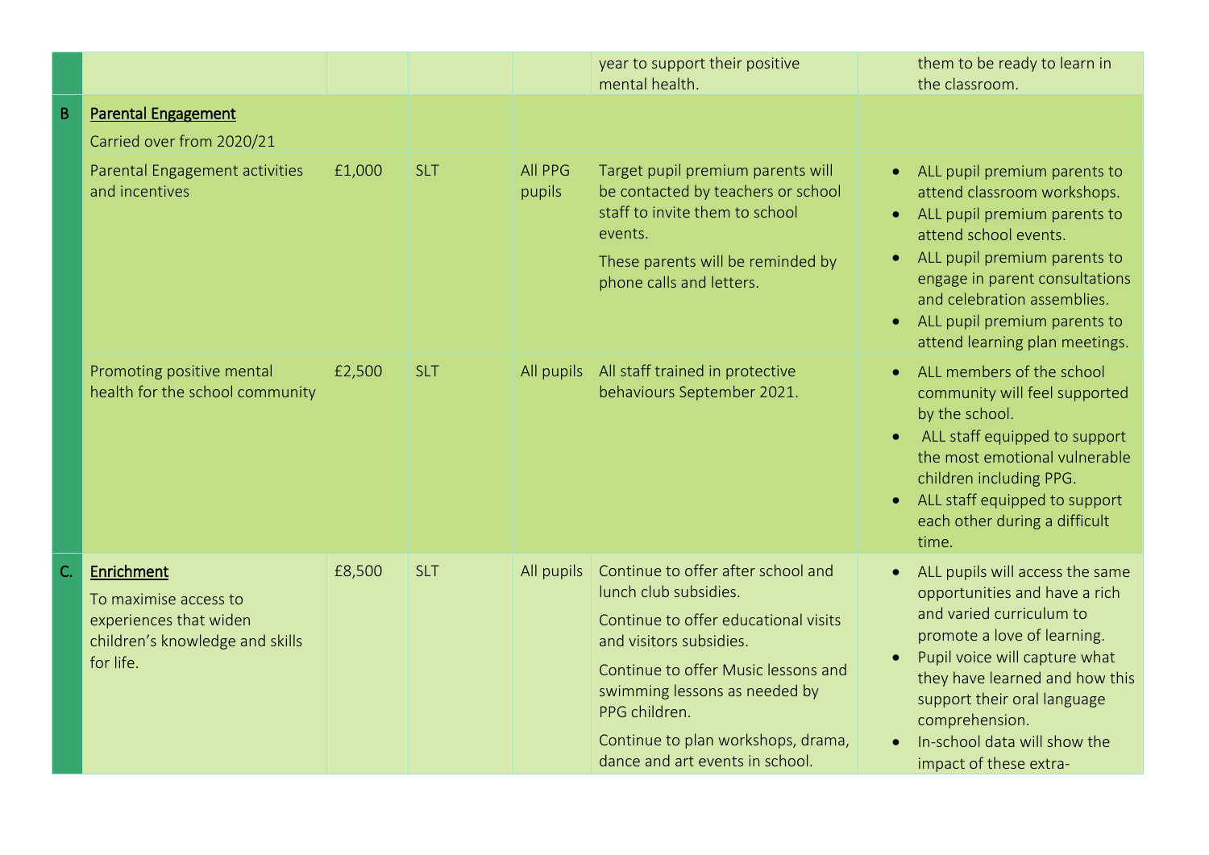| | | | | | | |
|---|---|---|---|---|---|---|
| | | | | | year to support their positive mental health. | them to be ready to learn in the classroom. |
| B | **Parental Engagement**<br>Carried over from 2020/21 | | | | | |
| | Parental Engagement activities and incentives | £1,000 | SLT | All PPG pupils | Target pupil premium parents will be contacted by teachers or school staff to invite them to school events.<br>These parents will be reminded by phone calls and letters. | • ALL pupil premium parents to attend classroom workshops.<br>• ALL pupil premium parents to attend school events.<br>• ALL pupil premium parents to engage in parent consultations and celebration assemblies.<br>• ALL pupil premium parents to attend learning plan meetings. |
| | Promoting positive mental health for the school community | £2,500 | SLT | All pupils | All staff trained in protective behaviours September 2021. | • ALL members of the school community will feel supported by the school.<br>• ALL staff equipped to support the most emotional vulnerable children including PPG.<br>• ALL staff equipped to support each other during a difficult time. |
| C. | **Enrichment**<br>To maximise access to experiences that widen children's knowledge and skills for life. | £8,500 | SLT | All pupils | Continue to offer after school and lunch club subsidies.<br>Continue to offer educational visits and visitors subsidies.<br>Continue to offer Music lessons and swimming lessons as needed by PPG children.<br>Continue to plan workshops, drama, dance and art events in school. | • ALL pupils will access the same opportunities and have a rich and varied curriculum to promote a love of learning.<br>• Pupil voice will capture what they have learned and how this support their oral language comprehension.<br>• In-school data will show the impact of these extra- |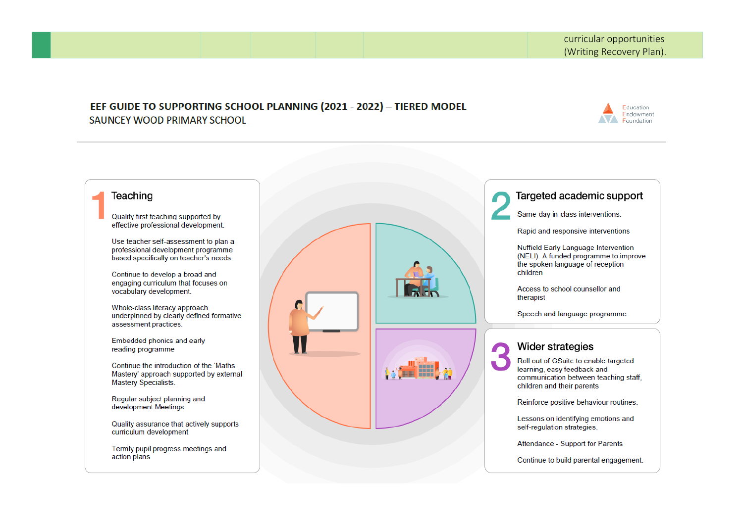| | | | | | | |
|---|---|---|---|---|---|---|
| | | | | | | curricular opportunities (Writing Recovery Plan). |

**EEF GUIDE TO SUPPORTING SCHOOL PLANNING (2021 - 2022) – TIERED MODEL**
SAUNCEY WOOD PRIMARY SCHOOL

Education Endowment Foundation

## 1 Teaching

Quality first teaching supported by effective professional development.

Use teacher self-assessment to plan a professional development programme based specifically on teacher's needs.

Continue to develop a broad and engaging curriculum that focuses on vocabulary development.

Whole-class literacy approach underpinned by clearly defined formative assessment practices.

Embedded phonics and early reading programme

Continue the introduction of the 'Maths Mastery' approach supported by external Mastery Specialists.

Regular subject planning and development Meetings

Quality assurance that actively supports curriculum development

Termly pupil progress meetings and action plans

## 2 Targeted academic support

Same-day in-class interventions.

Rapid and responsive interventions

Nuffield Early Language Intervention (NELI). A funded programme to improve the spoken language of reception children

Access to school counsellor and therapist

Speech and language programme

## 3 Wider strategies

Roll out of GSuite to enable targeted learning, easy feedback and communication between teaching staff, children and their parents
.
Reinforce positive behaviour routines.

Lessons on identifying emotions and self-regulation strategies.

Attendance - Support for Parents

Continue to build parental engagement.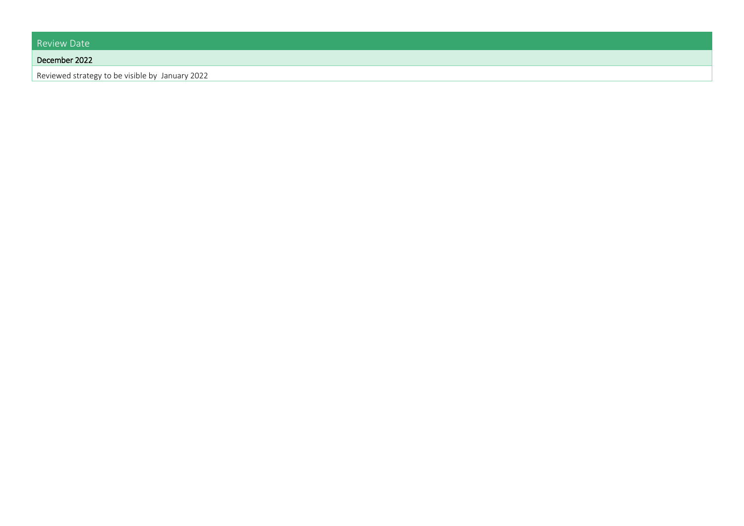| Review Date |
| --- |
| **December 2022** |
| Reviewed strategy to be visible by January 2022 |